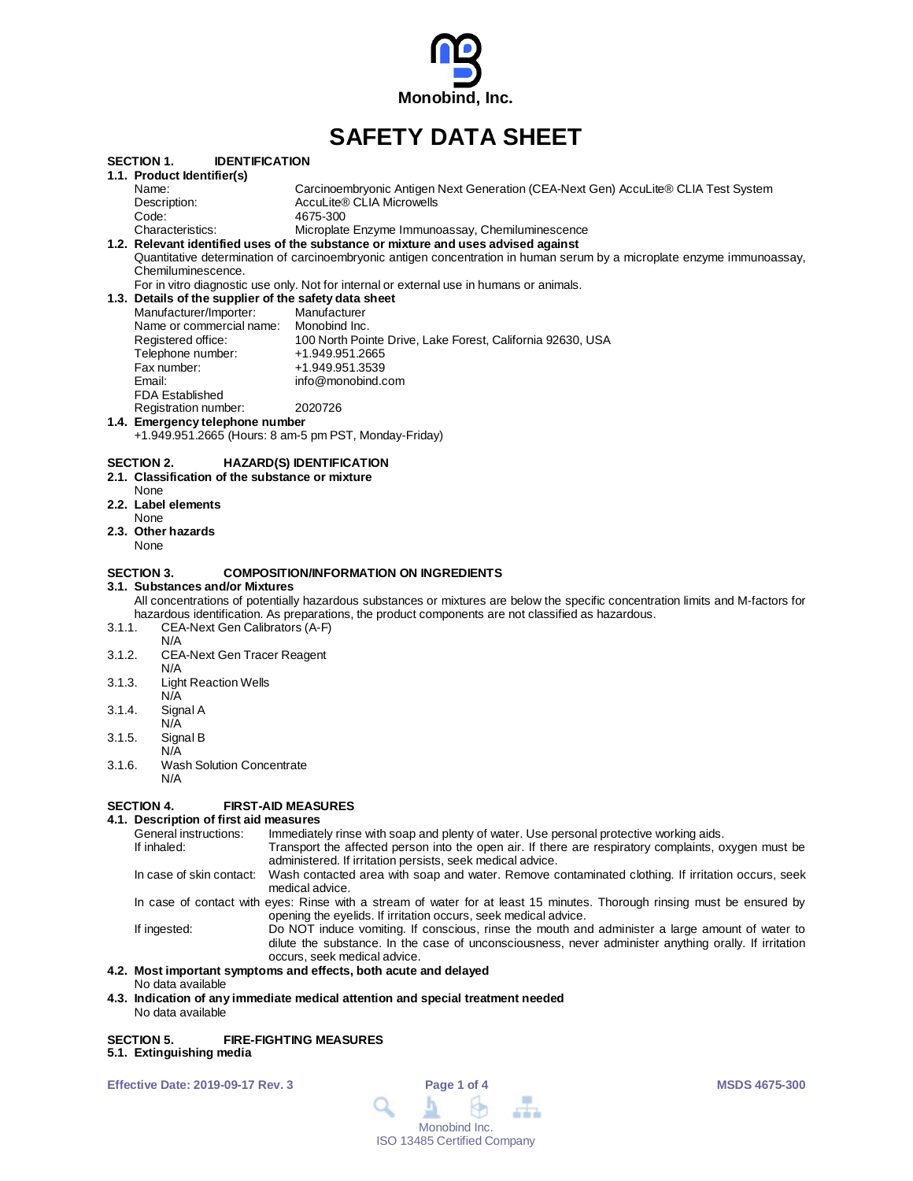Monobind, Inc.

# SAFETY DATA SHEET

## SECTION 1. IDENTIFICATION

### 1.1. Product Identifier(s)

| | |
|---|---|
| Name: | Carcinoembryonic Antigen Next Generation (CEA-Next Gen) AccuLite® CLIA Test System |
| Description: | AccuLite® CLIA Microwells |
| Code: | 4675-300 |
| Characteristics: | Microplate Enzyme Immunoassay, Chemiluminescence |

### 1.2. Relevant identified uses of the substance or mixture and uses advised against

Quantitative determination of carcinoembryonic antigen concentration in human serum by a microplate enzyme immunoassay, Chemiluminescence.

For in vitro diagnostic use only. Not for internal or external use in humans or animals.

### 1.3. Details of the supplier of the safety data sheet

| | |
|---|---|
| Manufacturer/Importer: | Manufacturer |
| Name or commercial name: | Monobind Inc. |
| Registered office: | 100 North Pointe Drive, Lake Forest, California 92630, USA |
| Telephone number: | +1.949.951.2665 |
| Fax number: | +1.949.951.3539 |
| Email: | info@monobind.com |
| FDA Established Registration number: | 2020726 |

### 1.4. Emergency telephone number

+1.949.951.2665 (Hours: 8 am-5 pm PST, Monday-Friday)

## SECTION 2. HAZARD(S) IDENTIFICATION

### 2.1. Classification of the substance or mixture

None

### 2.2. Label elements

None

### 2.3. Other hazards

None

## SECTION 3. COMPOSITION/INFORMATION ON INGREDIENTS

### 3.1. Substances and/or Mixtures

All concentrations of potentially hazardous substances or mixtures are below the specific concentration limits and M-factors for hazardous identification. As preparations, the product components are not classified as hazardous.

3.1.1. CEA-Next Gen Calibrators (A-F)
N/A

3.1.2. CEA-Next Gen Tracer Reagent
N/A

3.1.3. Light Reaction Wells
N/A

3.1.4. Signal A
N/A

3.1.5. Signal B
N/A

3.1.6. Wash Solution Concentrate
N/A

## SECTION 4. FIRST-AID MEASURES

### 4.1. Description of first aid measures

General instructions: Immediately rinse with soap and plenty of water. Use personal protective working aids.

If inhaled: Transport the affected person into the open air. If there are respiratory complaints, oxygen must be administered. If irritation persists, seek medical advice.

In case of skin contact: Wash contacted area with soap and water. Remove contaminated clothing. If irritation occurs, seek medical advice.

In case of contact with eyes: Rinse with a stream of water for at least 15 minutes. Thorough rinsing must be ensured by opening the eyelids. If irritation occurs, seek medical advice.

If ingested: Do NOT induce vomiting. If conscious, rinse the mouth and administer a large amount of water to dilute the substance. In the case of unconsciousness, never administer anything orally. If irritation occurs, seek medical advice.

### 4.2. Most important symptoms and effects, both acute and delayed

No data available

### 4.3. Indication of any immediate medical attention and special treatment needed

No data available

## SECTION 5. FIRE-FIGHTING MEASURES

### 5.1. Extinguishing media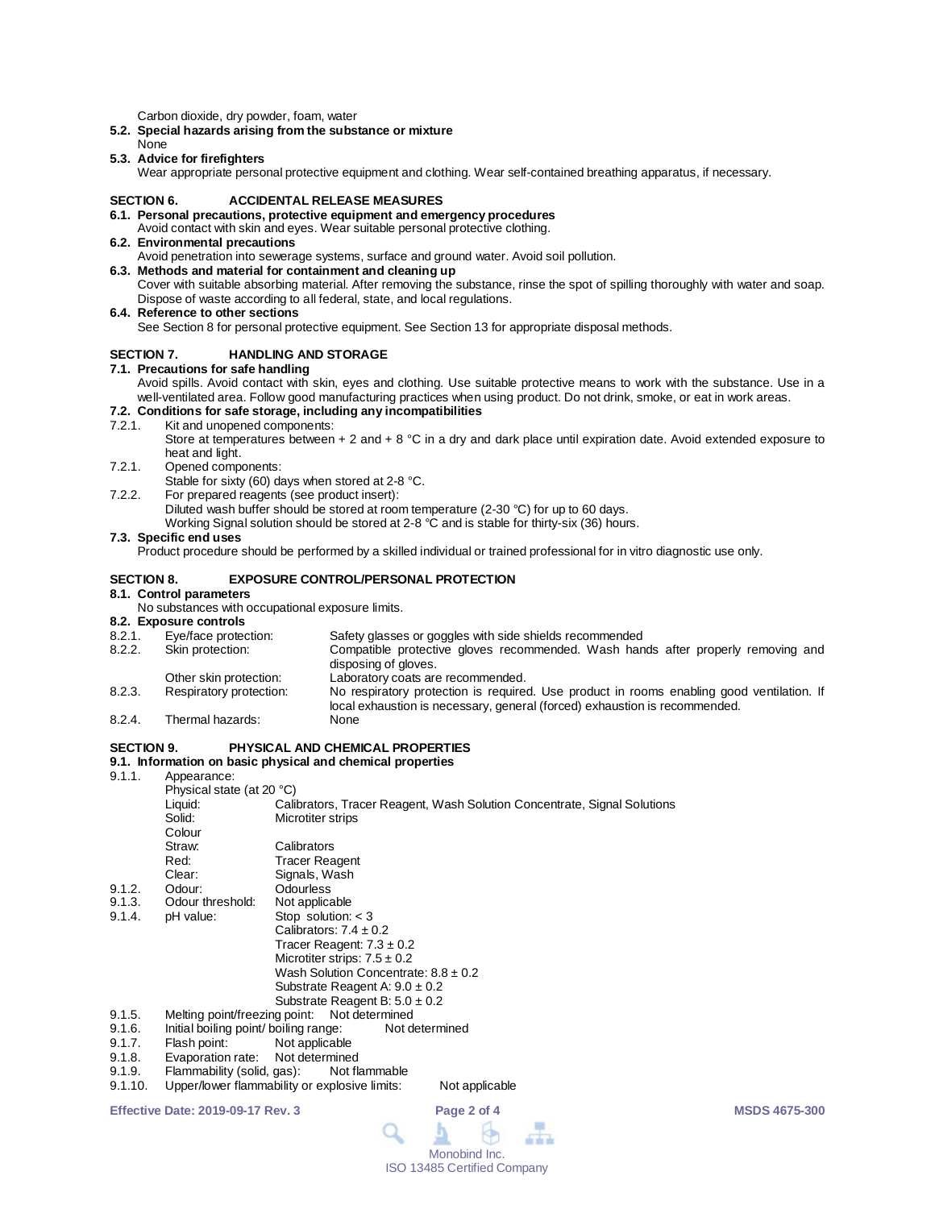Carbon dioxide, dry powder, foam, water

**5.2. Special hazards arising from the substance or mixture**

None

**5.3. Advice for firefighters**

Wear appropriate personal protective equipment and clothing. Wear self-contained breathing apparatus, if necessary.

## SECTION 6. ACCIDENTAL RELEASE MEASURES

**6.1. Personal precautions, protective equipment and emergency procedures**

Avoid contact with skin and eyes. Wear suitable personal protective clothing.

**6.2. Environmental precautions**

Avoid penetration into sewerage systems, surface and ground water. Avoid soil pollution.

**6.3. Methods and material for containment and cleaning up**

Cover with suitable absorbing material. After removing the substance, rinse the spot of spilling thoroughly with water and soap. Dispose of waste according to all federal, state, and local regulations.

**6.4. Reference to other sections**

See Section 8 for personal protective equipment. See Section 13 for appropriate disposal methods.

## SECTION 7. HANDLING AND STORAGE

**7.1. Precautions for safe handling**

Avoid spills. Avoid contact with skin, eyes and clothing. Use suitable protective means to work with the substance. Use in a well-ventilated area. Follow good manufacturing practices when using product. Do not drink, smoke, or eat in work areas.

**7.2. Conditions for safe storage, including any incompatibilities**

7.2.1. Kit and unopened components:
Store at temperatures between + 2 and + 8 °C in a dry and dark place until expiration date. Avoid extended exposure to heat and light.

7.2.1. Opened components:
Stable for sixty (60) days when stored at 2-8 °C.

7.2.2. For prepared reagents (see product insert):
Diluted wash buffer should be stored at room temperature (2-30 °C) for up to 60 days.
Working Signal solution should be stored at 2-8 °C and is stable for thirty-six (36) hours.

**7.3. Specific end uses**

Product procedure should be performed by a skilled individual or trained professional for in vitro diagnostic use only.

## SECTION 8. EXPOSURE CONTROL/PERSONAL PROTECTION

**8.1. Control parameters**

No substances with occupational exposure limits.

**8.2. Exposure controls**

| | | |
|---|---|---|
| 8.2.1. | Eye/face protection: | Safety glasses or goggles with side shields recommended |
| 8.2.2. | Skin protection: | Compatible protective gloves recommended. Wash hands after properly removing and disposing of gloves. |
| | Other skin protection: | Laboratory coats are recommended. |
| 8.2.3. | Respiratory protection: | No respiratory protection is required. Use product in rooms enabling good ventilation. If local exhaustion is necessary, general (forced) exhaustion is recommended. |
| 8.2.4. | Thermal hazards: | None |

## SECTION 9. PHYSICAL AND CHEMICAL PROPERTIES

**9.1. Information on basic physical and chemical properties**

9.1.1. Appearance:

Physical state (at 20 °C)

| | |
|---|---|
| Liquid: | Calibrators, Tracer Reagent, Wash Solution Concentrate, Signal Solutions |
| Solid: | Microtiter strips |

Colour

| | |
|---|---|
| Straw: | Calibrators |
| Red: | Tracer Reagent |
| Clear: | Signals, Wash |

9.1.2. Odour: Odourless

9.1.3. Odour threshold: Not applicable

9.1.4. pH value:
Stop solution: < 3
Calibrators: 7.4 ± 0.2
Tracer Reagent: 7.3 ± 0.2
Microtiter strips: 7.5 ± 0.2
Wash Solution Concentrate: 8.8 ± 0.2
Substrate Reagent A: 9.0 ± 0.2
Substrate Reagent B: 5.0 ± 0.2

9.1.5. Melting point/freezing point: Not determined

9.1.6. Initial boiling point/ boiling range: Not determined

9.1.7. Flash point: Not applicable

9.1.8. Evaporation rate: Not determined

9.1.9. Flammability (solid, gas): Not flammable

9.1.10. Upper/lower flammability or explosive limits: Not applicable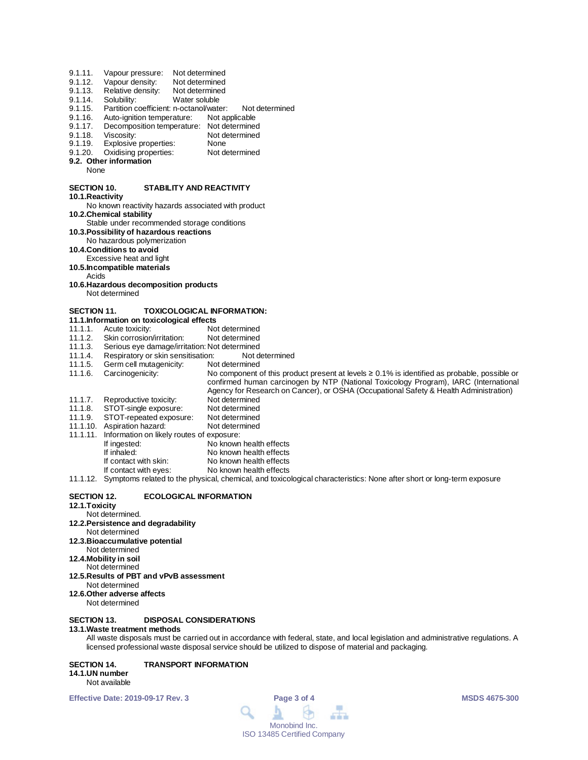9.1.11. Vapour pressure: Not determined
9.1.12. Vapour density: Not determined
9.1.13. Relative density: Not determined
9.1.14. Solubility: Water soluble
9.1.15. Partition coefficient: n-octanol/water: Not determined
9.1.16. Auto-ignition temperature: Not applicable
9.1.17. Decomposition temperature: Not determined
9.1.18. Viscosity: Not determined
9.1.19. Explosive properties: None
9.1.20. Oxidising properties: Not determined

**9.2. Other information**

None

## SECTION 10. STABILITY AND REACTIVITY

**10.1. Reactivity**

No known reactivity hazards associated with product

**10.2. Chemical stability**

Stable under recommended storage conditions

**10.3. Possibility of hazardous reactions**

No hazardous polymerization

**10.4. Conditions to avoid**

Excessive heat and light

**10.5. Incompatible materials**

Acids

**10.6. Hazardous decomposition products**

Not determined

## SECTION 11. TOXICOLOGICAL INFORMATION:

**11.1. Information on toxicological effects**

11.1.1. Acute toxicity: Not determined
11.1.2. Skin corrosion/irritation: Not determined
11.1.3. Serious eye damage/irritation: Not determined
11.1.4. Respiratory or skin sensitisation: Not determined
11.1.5. Germ cell mutagenicity: Not determined
11.1.6. Carcinogenicity: No component of this product present at levels ≥ 0.1% is identified as probable, possible or confirmed human carcinogen by NTP (National Toxicology Program), IARC (International Agency for Research on Cancer), or OSHA (Occupational Safety & Health Administration)
11.1.7. Reproductive toxicity: Not determined
11.1.8. STOT-single exposure: Not determined
11.1.9. STOT-repeated exposure: Not determined
11.1.10. Aspiration hazard: Not determined
11.1.11. Information on likely routes of exposure:

- If ingested: No known health effects
- If inhaled: No known health effects
- If contact with skin: No known health effects
- If contact with eyes: No known health effects

11.1.12. Symptoms related to the physical, chemical, and toxicological characteristics: None after short or long-term exposure

## SECTION 12. ECOLOGICAL INFORMATION

**12.1. Toxicity**

Not determined.

**12.2. Persistence and degradability**

Not determined

**12.3. Bioaccumulative potential**

Not determined

**12.4. Mobility in soil**

Not determined

**12.5. Results of PBT and vPvB assessment**

Not determined

**12.6. Other adverse affects**

Not determined

## SECTION 13. DISPOSAL CONSIDERATIONS

**13.1. Waste treatment methods**

All waste disposals must be carried out in accordance with federal, state, and local legislation and administrative regulations. A licensed professional waste disposal service should be utilized to dispose of material and packaging.

## SECTION 14. TRANSPORT INFORMATION

**14.1. UN number**

Not available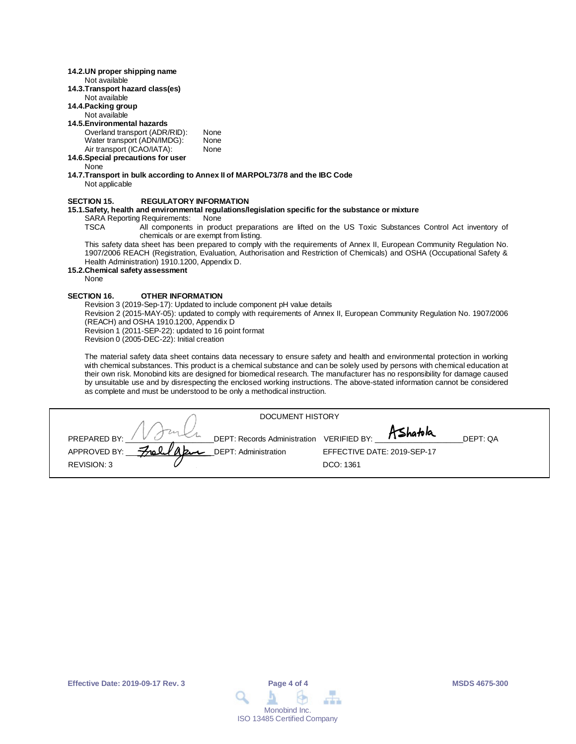**14.2.UN proper shipping name**
Not available

**14.3.Transport hazard class(es)**
Not available

**14.4.Packing group**
Not available

**14.5.Environmental hazards**

Overland transport (ADR/RID): None
Water transport (ADN/IMDG): None
Air transport (ICAO/IATA): None

**14.6.Special precautions for user**
None

**14.7.Transport in bulk according to Annex II of MARPOL73/78 and the IBC Code**
Not applicable

## SECTION 15. REGULATORY INFORMATION

**15.1.Safety, health and environmental regulations/legislation specific for the substance or mixture**

SARA Reporting Requirements: None

TSCA All components in product preparations are lifted on the US Toxic Substances Control Act inventory of chemicals or are exempt from listing.

This safety data sheet has been prepared to comply with the requirements of Annex II, European Community Regulation No. 1907/2006 REACH (Registration, Evaluation, Authorisation and Restriction of Chemicals) and OSHA (Occupational Safety & Health Administration) 1910.1200, Appendix D.

**15.2.Chemical safety assessment**
None

## SECTION 16. OTHER INFORMATION

Revision 3 (2019-Sep-17): Updated to include component pH value details
Revision 2 (2015-MAY-05): updated to comply with requirements of Annex II, European Community Regulation No. 1907/2006 (REACH) and OSHA 1910.1200, Appendix D
Revision 1 (2011-SEP-22): updated to 16 point format
Revision 0 (2005-DEC-22): Initial creation

The material safety data sheet contains data necessary to ensure safety and health and environmental protection in working with chemical substances. This product is a chemical substance and can be solely used by persons with chemical education at their own risk. Monobind kits are designed for biomedical research. The manufacturer has no responsibility for damage caused by unsuitable use and by disrespecting the enclosed working instructions. The above-stated information cannot be considered as complete and must be understood to be only a methodical instruction.

| DOCUMENT HISTORY | | | |
|---|---|---|---|
| PREPARED BY: | DEPT: Records Administration | VERIFIED BY: AShatola | DEPT: QA |
| APPROVED BY: | DEPT: Administration | EFFECTIVE DATE: 2019-SEP-17 | |
| REVISION: 3 | | DCO: 1361 | |

Monobind Inc.
ISO 13485 Certified Company